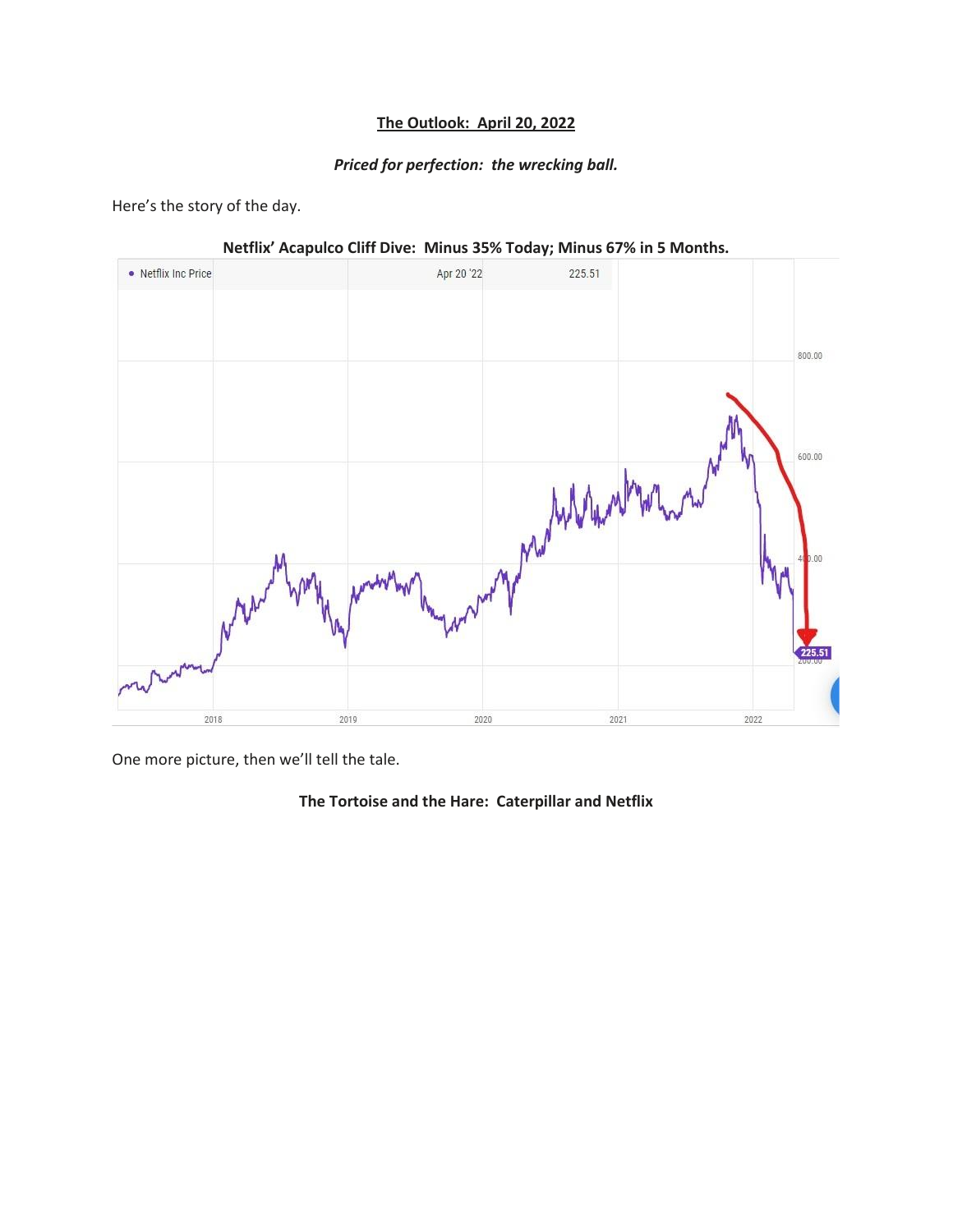**The Outlook: April 20, 2022**

***Priced for perfection: the wrecking ball.***

Here's the story of the day.

**Netflix' Acapulco Cliff Dive: Minus 35% Today; Minus 67% in 5 Months.**

One more picture, then we'll tell the tale.

**The Tortoise and the Hare: Caterpillar and Netflix**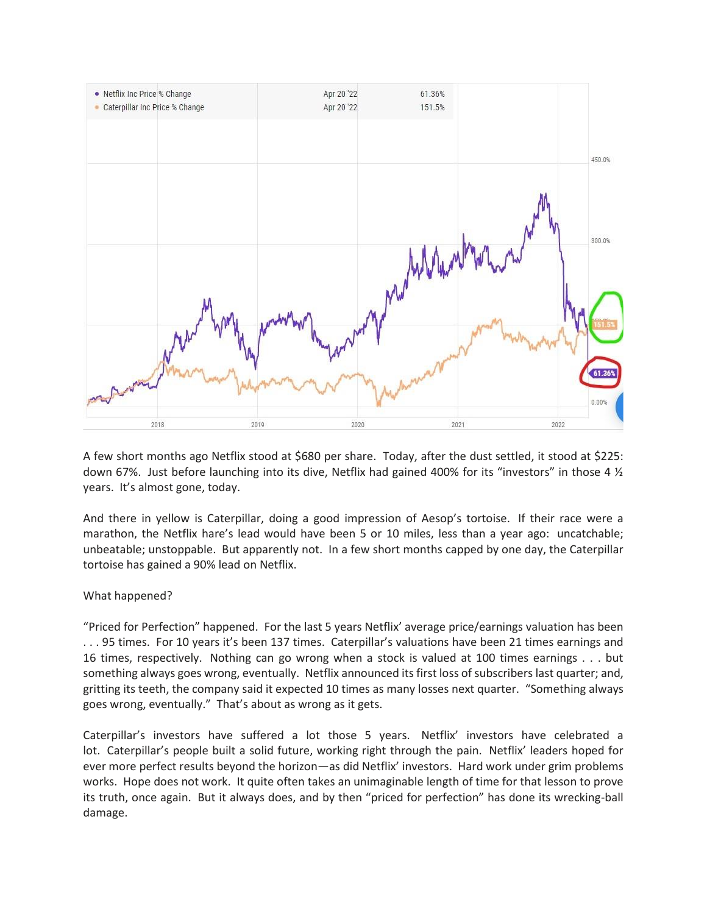| | | |
|---|---|---|
| Netflix Inc Price % Change | Apr 20 '22 | 61.36% |
| Caterpillar Inc Price % Change | Apr 20 '22 | 151.5% |

A few short months ago Netflix stood at $680 per share. Today, after the dust settled, it stood at $225: down 67%. Just before launching into its dive, Netflix had gained 400% for its "investors" in those 4 ½ years. It's almost gone, today.

And there in yellow is Caterpillar, doing a good impression of Aesop's tortoise. If their race were a marathon, the Netflix hare's lead would have been 5 or 10 miles, less than a year ago: uncatchable; unbeatable; unstoppable. But apparently not. In a few short months capped by one day, the Caterpillar tortoise has gained a 90% lead on Netflix.

What happened?

"Priced for Perfection" happened. For the last 5 years Netflix' average price/earnings valuation has been . . . 95 times. For 10 years it's been 137 times. Caterpillar's valuations have been 21 times earnings and 16 times, respectively. Nothing can go wrong when a stock is valued at 100 times earnings . . . but something always goes wrong, eventually. Netflix announced its first loss of subscribers last quarter; and, gritting its teeth, the company said it expected 10 times as many losses next quarter. "Something always goes wrong, eventually." That's about as wrong as it gets.

Caterpillar's investors have suffered a lot those 5 years. Netflix' investors have celebrated a lot. Caterpillar's people built a solid future, working right through the pain. Netflix' leaders hoped for ever more perfect results beyond the horizon—as did Netflix' investors. Hard work under grim problems works. Hope does not work. It quite often takes an unimaginable length of time for that lesson to prove its truth, once again. But it always does, and by then "priced for perfection" has done its wrecking-ball damage.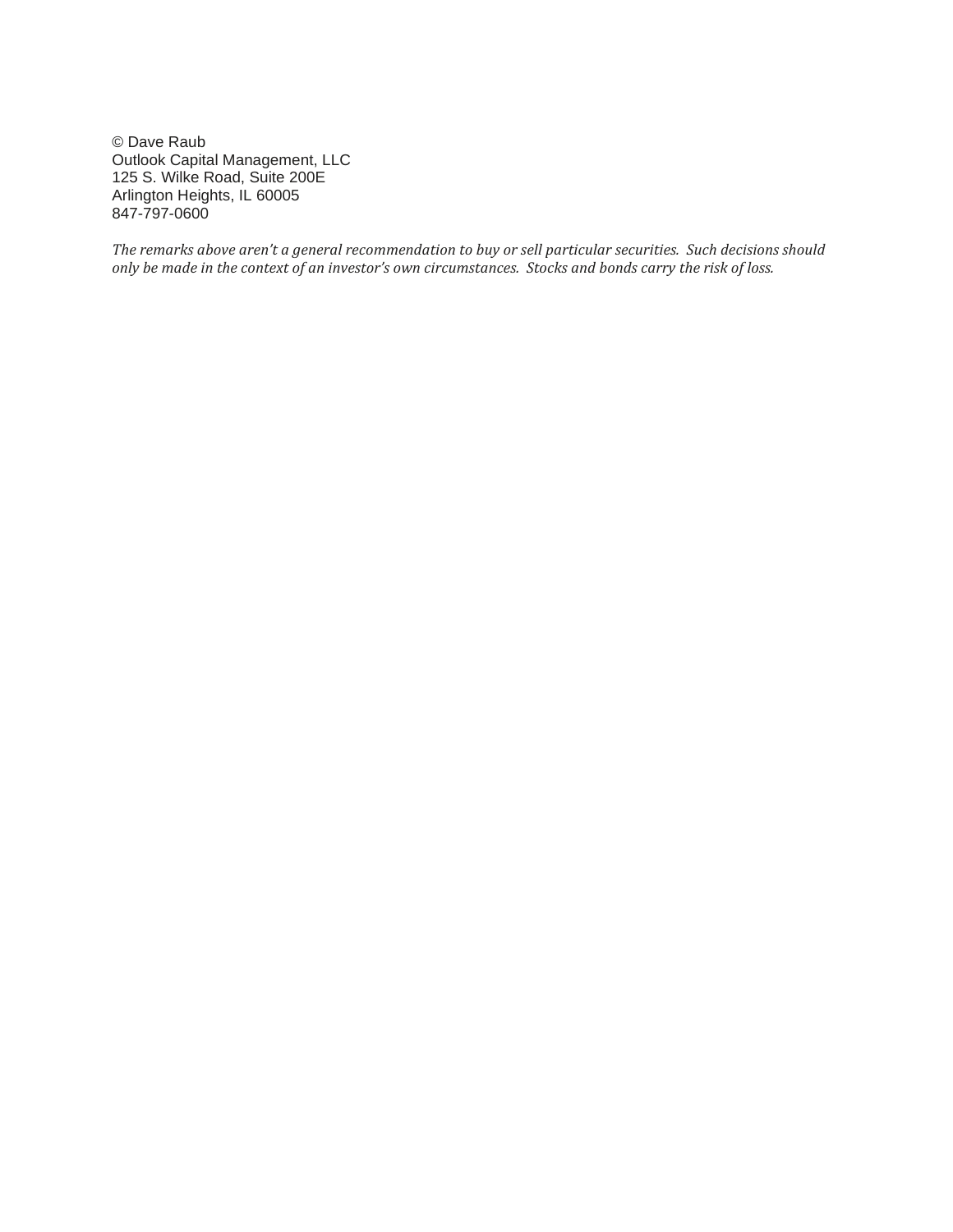© Dave Raub
Outlook Capital Management, LLC
125 S. Wilke Road, Suite 200E
Arlington Heights, IL 60005
847-797-0600

*The remarks above aren't a general recommendation to buy or sell particular securities. Such decisions should only be made in the context of an investor's own circumstances. Stocks and bonds carry the risk of loss.*